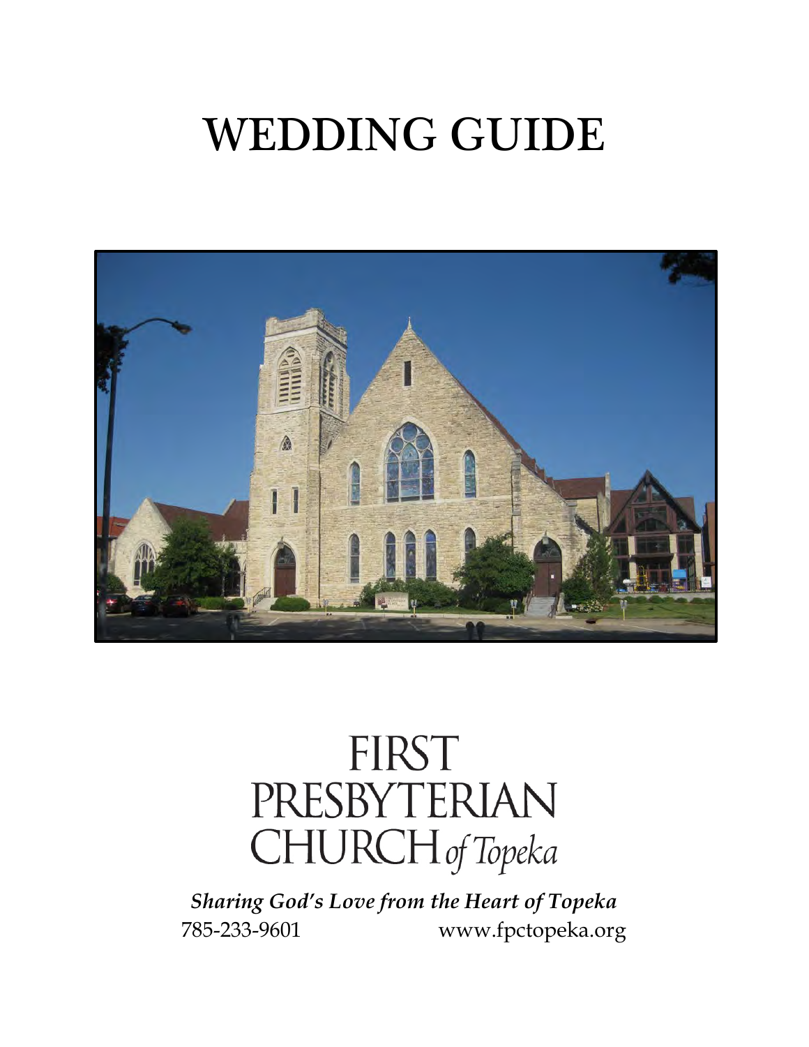# WEDDING GUIDE

FIRST
PRESBYTERIAN
CHURCH *of Topeka*

***Sharing God's Love from the Heart of Topeka***

785-233-9601 www.fpctopeka.org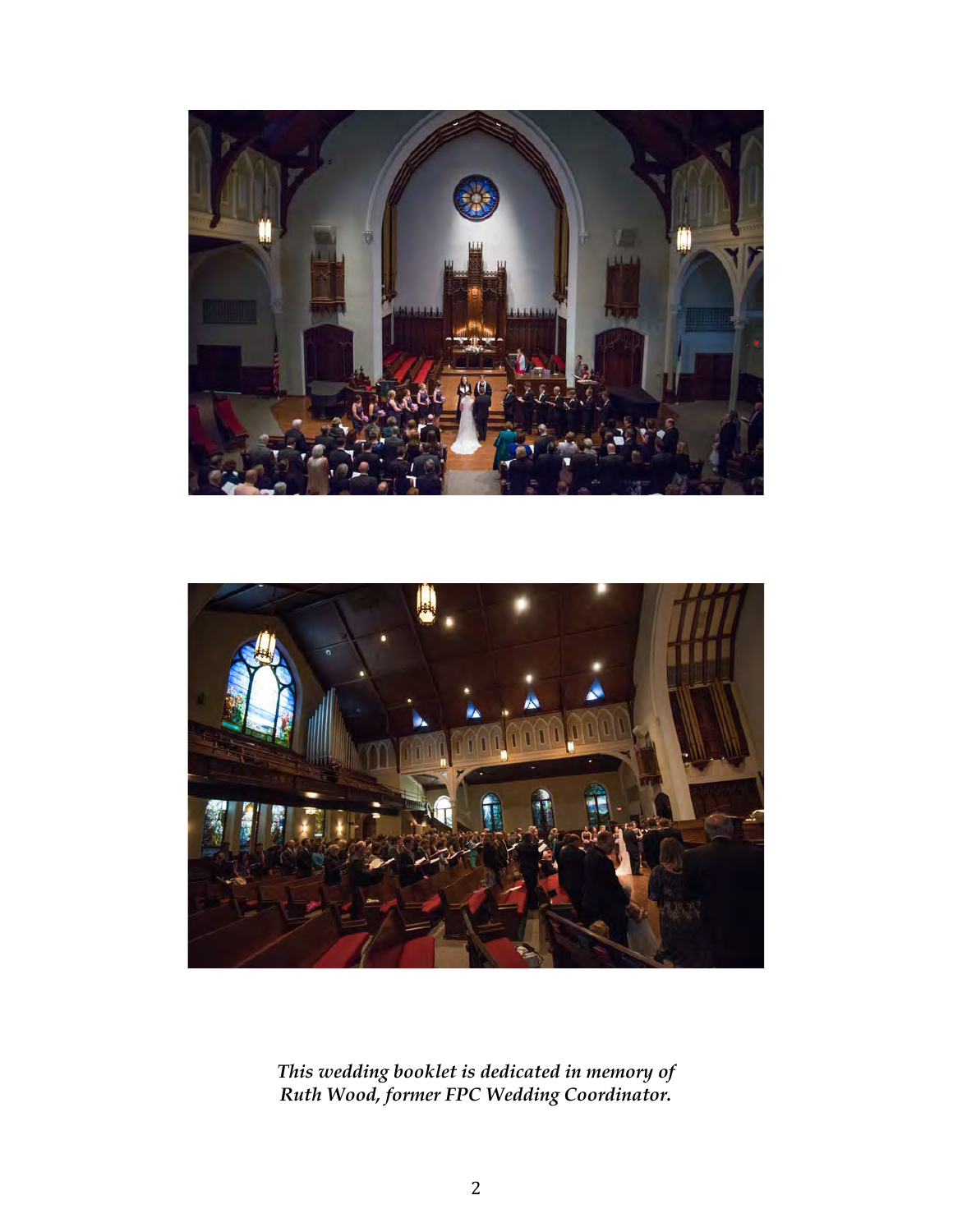*This wedding booklet is dedicated in memory of Ruth Wood, former FPC Wedding Coordinator.*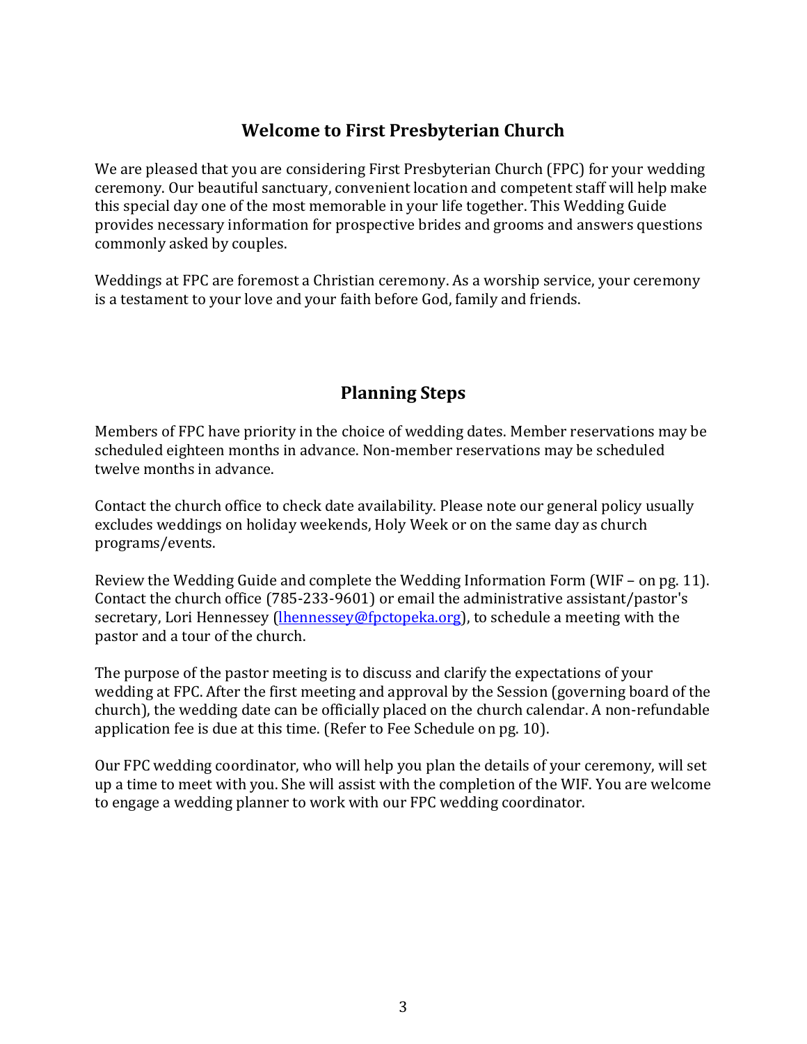## Welcome to First Presbyterian Church

We are pleased that you are considering First Presbyterian Church (FPC) for your wedding ceremony. Our beautiful sanctuary, convenient location and competent staff will help make this special day one of the most memorable in your life together. This Wedding Guide provides necessary information for prospective brides and grooms and answers questions commonly asked by couples.

Weddings at FPC are foremost a Christian ceremony. As a worship service, your ceremony is a testament to your love and your faith before God, family and friends.

## Planning Steps

Members of FPC have priority in the choice of wedding dates. Member reservations may be scheduled eighteen months in advance. Non-member reservations may be scheduled twelve months in advance.

Contact the church office to check date availability. Please note our general policy usually excludes weddings on holiday weekends, Holy Week or on the same day as church programs/events.

Review the Wedding Guide and complete the Wedding Information Form (WIF – on pg. 11). Contact the church office (785-233-9601) or email the administrative assistant/pastor's secretary, Lori Hennessey ([lhennessey@fpctopeka.org](mailto:lhennessey@fpctopeka.org)), to schedule a meeting with the pastor and a tour of the church.

The purpose of the pastor meeting is to discuss and clarify the expectations of your wedding at FPC. After the first meeting and approval by the Session (governing board of the church), the wedding date can be officially placed on the church calendar. A non-refundable application fee is due at this time. (Refer to Fee Schedule on pg. 10).

Our FPC wedding coordinator, who will help you plan the details of your ceremony, will set up a time to meet with you. She will assist with the completion of the WIF. You are welcome to engage a wedding planner to work with our FPC wedding coordinator.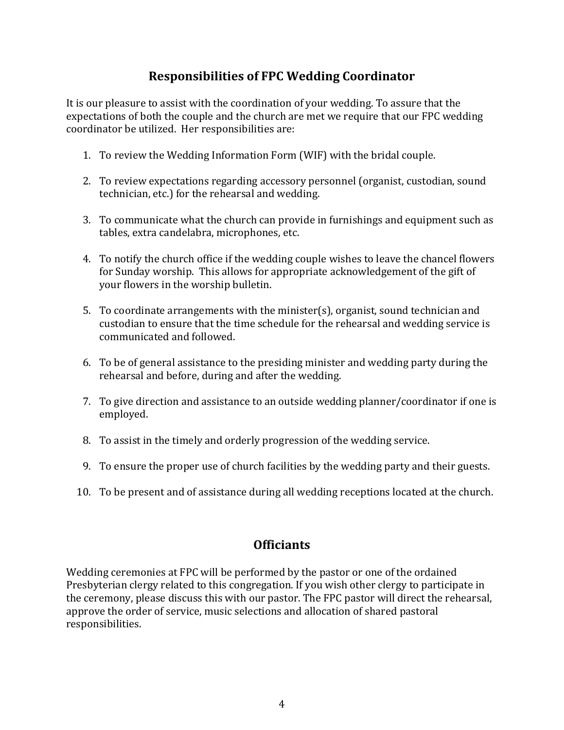## Responsibilities of FPC Wedding Coordinator

It is our pleasure to assist with the coordination of your wedding. To assure that the expectations of both the couple and the church are met we require that our FPC wedding coordinator be utilized. Her responsibilities are:

1. To review the Wedding Information Form (WIF) with the bridal couple.

2. To review expectations regarding accessory personnel (organist, custodian, sound technician, etc.) for the rehearsal and wedding.

3. To communicate what the church can provide in furnishings and equipment such as tables, extra candelabra, microphones, etc.

4. To notify the church office if the wedding couple wishes to leave the chancel flowers for Sunday worship. This allows for appropriate acknowledgement of the gift of your flowers in the worship bulletin.

5. To coordinate arrangements with the minister(s), organist, sound technician and custodian to ensure that the time schedule for the rehearsal and wedding service is communicated and followed.

6. To be of general assistance to the presiding minister and wedding party during the rehearsal and before, during and after the wedding.

7. To give direction and assistance to an outside wedding planner/coordinator if one is employed.

8. To assist in the timely and orderly progression of the wedding service.

9. To ensure the proper use of church facilities by the wedding party and their guests.

10. To be present and of assistance during all wedding receptions located at the church.

## Officiants

Wedding ceremonies at FPC will be performed by the pastor or one of the ordained Presbyterian clergy related to this congregation. If you wish other clergy to participate in the ceremony, please discuss this with our pastor. The FPC pastor will direct the rehearsal, approve the order of service, music selections and allocation of shared pastoral responsibilities.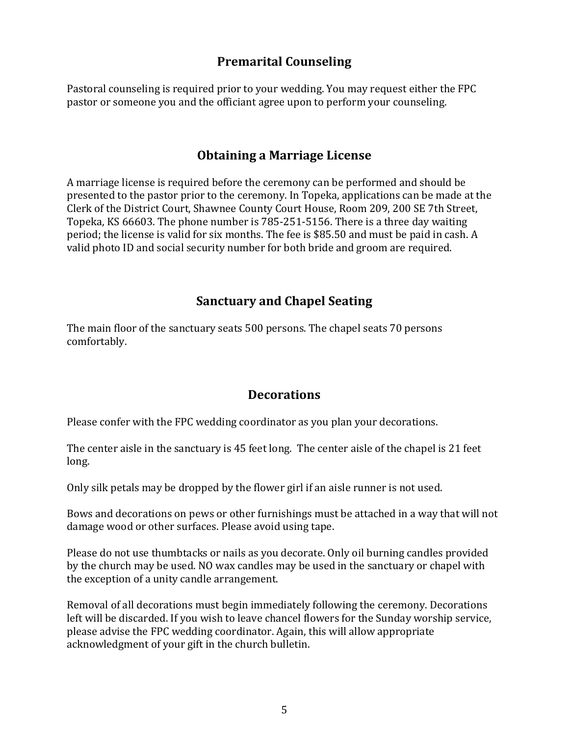## Premarital Counseling

Pastoral counseling is required prior to your wedding. You may request either the FPC pastor or someone you and the officiant agree upon to perform your counseling.

## Obtaining a Marriage License

A marriage license is required before the ceremony can be performed and should be presented to the pastor prior to the ceremony. In Topeka, applications can be made at the Clerk of the District Court, Shawnee County Court House, Room 209, 200 SE 7th Street, Topeka, KS 66603. The phone number is 785-251-5156. There is a three day waiting period; the license is valid for six months. The fee is $85.50 and must be paid in cash. A valid photo ID and social security number for both bride and groom are required.

## Sanctuary and Chapel Seating

The main floor of the sanctuary seats 500 persons. The chapel seats 70 persons comfortably.

## Decorations

Please confer with the FPC wedding coordinator as you plan your decorations.

The center aisle in the sanctuary is 45 feet long. The center aisle of the chapel is 21 feet long.

Only silk petals may be dropped by the flower girl if an aisle runner is not used.

Bows and decorations on pews or other furnishings must be attached in a way that will not damage wood or other surfaces. Please avoid using tape.

Please do not use thumbtacks or nails as you decorate. Only oil burning candles provided by the church may be used. NO wax candles may be used in the sanctuary or chapel with the exception of a unity candle arrangement.

Removal of all decorations must begin immediately following the ceremony. Decorations left will be discarded. If you wish to leave chancel flowers for the Sunday worship service, please advise the FPC wedding coordinator. Again, this will allow appropriate acknowledgment of your gift in the church bulletin.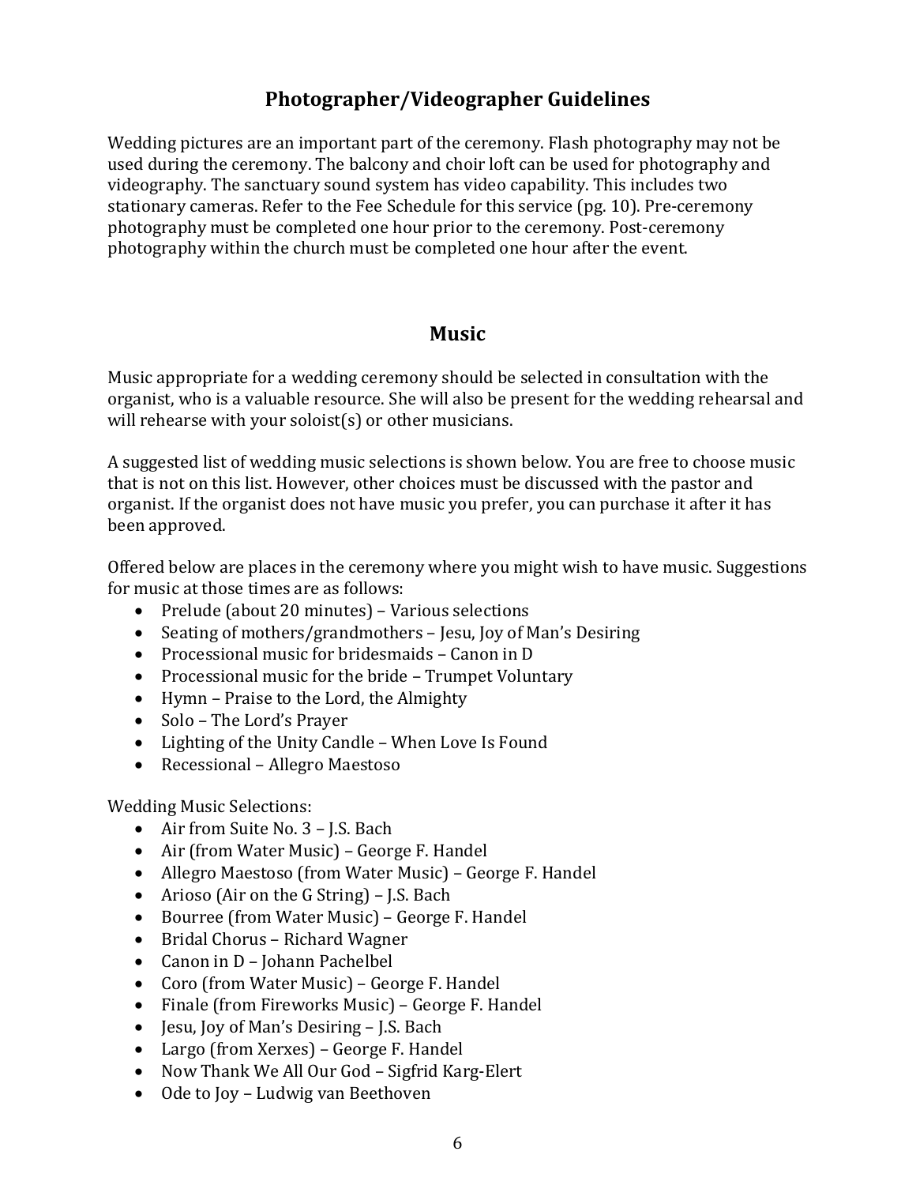## Photographer/Videographer Guidelines

Wedding pictures are an important part of the ceremony. Flash photography may not be used during the ceremony. The balcony and choir loft can be used for photography and videography. The sanctuary sound system has video capability. This includes two stationary cameras. Refer to the Fee Schedule for this service (pg. 10). Pre-ceremony photography must be completed one hour prior to the ceremony. Post-ceremony photography within the church must be completed one hour after the event.

## Music

Music appropriate for a wedding ceremony should be selected in consultation with the organist, who is a valuable resource. She will also be present for the wedding rehearsal and will rehearse with your soloist(s) or other musicians.

A suggested list of wedding music selections is shown below. You are free to choose music that is not on this list. However, other choices must be discussed with the pastor and organist. If the organist does not have music you prefer, you can purchase it after it has been approved.

Offered below are places in the ceremony where you might wish to have music. Suggestions for music at those times are as follows:

- Prelude (about 20 minutes) – Various selections
- Seating of mothers/grandmothers – Jesu, Joy of Man's Desiring
- Processional music for bridesmaids – Canon in D
- Processional music for the bride – Trumpet Voluntary
- Hymn – Praise to the Lord, the Almighty
- Solo – The Lord's Prayer
- Lighting of the Unity Candle – When Love Is Found
- Recessional – Allegro Maestoso

Wedding Music Selections:

- Air from Suite No. 3 – J.S. Bach
- Air (from Water Music) – George F. Handel
- Allegro Maestoso (from Water Music) – George F. Handel
- Arioso (Air on the G String) – J.S. Bach
- Bourree (from Water Music) – George F. Handel
- Bridal Chorus – Richard Wagner
- Canon in D – Johann Pachelbel
- Coro (from Water Music) – George F. Handel
- Finale (from Fireworks Music) – George F. Handel
- Jesu, Joy of Man's Desiring – J.S. Bach
- Largo (from Xerxes) – George F. Handel
- Now Thank We All Our God – Sigfrid Karg-Elert
- Ode to Joy – Ludwig van Beethoven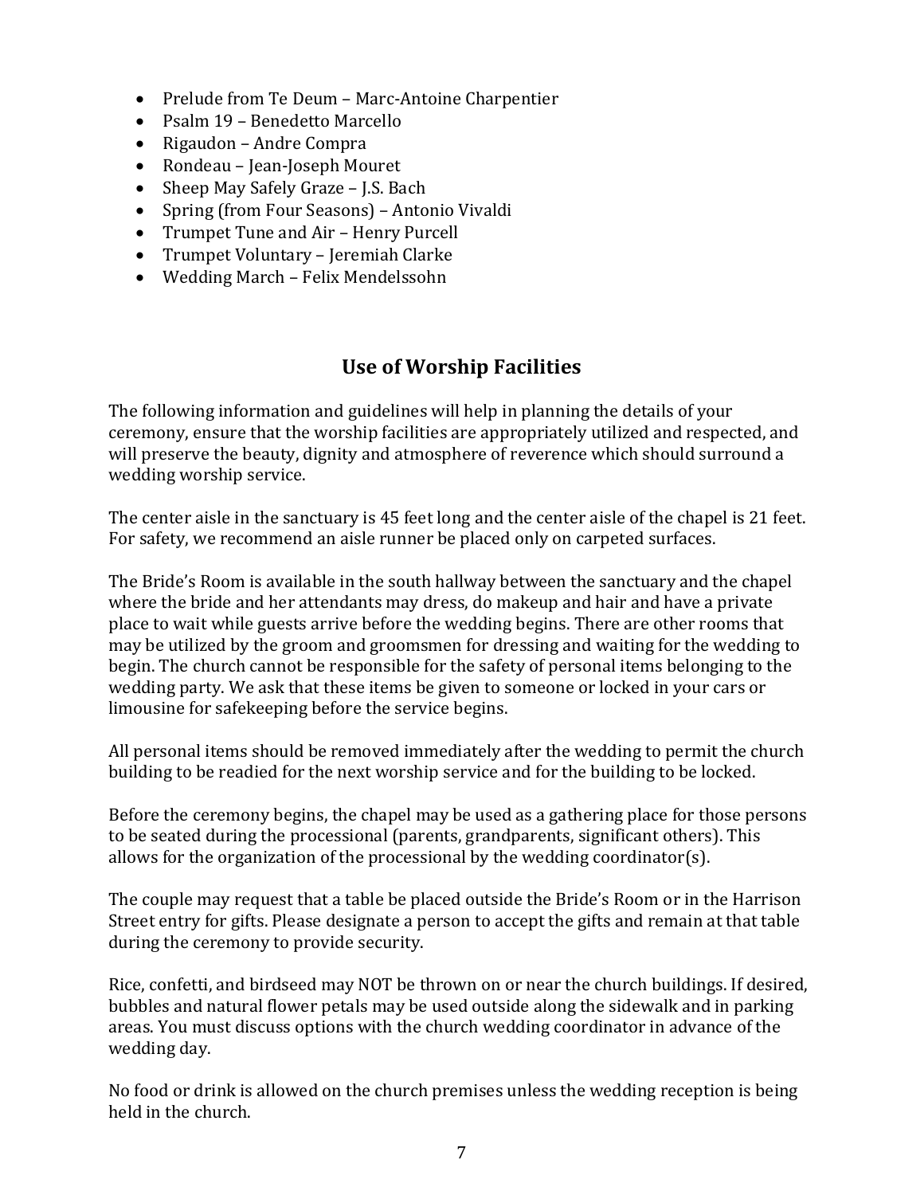- Prelude from Te Deum – Marc-Antoine Charpentier
- Psalm 19 – Benedetto Marcello
- Rigaudon – Andre Compra
- Rondeau – Jean-Joseph Mouret
- Sheep May Safely Graze – J.S. Bach
- Spring (from Four Seasons) – Antonio Vivaldi
- Trumpet Tune and Air – Henry Purcell
- Trumpet Voluntary – Jeremiah Clarke
- Wedding March – Felix Mendelssohn

## Use of Worship Facilities

The following information and guidelines will help in planning the details of your ceremony, ensure that the worship facilities are appropriately utilized and respected, and will preserve the beauty, dignity and atmosphere of reverence which should surround a wedding worship service.

The center aisle in the sanctuary is 45 feet long and the center aisle of the chapel is 21 feet. For safety, we recommend an aisle runner be placed only on carpeted surfaces.

The Bride's Room is available in the south hallway between the sanctuary and the chapel where the bride and her attendants may dress, do makeup and hair and have a private place to wait while guests arrive before the wedding begins. There are other rooms that may be utilized by the groom and groomsmen for dressing and waiting for the wedding to begin. The church cannot be responsible for the safety of personal items belonging to the wedding party. We ask that these items be given to someone or locked in your cars or limousine for safekeeping before the service begins.

All personal items should be removed immediately after the wedding to permit the church building to be readied for the next worship service and for the building to be locked.

Before the ceremony begins, the chapel may be used as a gathering place for those persons to be seated during the processional (parents, grandparents, significant others). This allows for the organization of the processional by the wedding coordinator(s).

The couple may request that a table be placed outside the Bride's Room or in the Harrison Street entry for gifts. Please designate a person to accept the gifts and remain at that table during the ceremony to provide security.

Rice, confetti, and birdseed may NOT be thrown on or near the church buildings. If desired, bubbles and natural flower petals may be used outside along the sidewalk and in parking areas. You must discuss options with the church wedding coordinator in advance of the wedding day.

No food or drink is allowed on the church premises unless the wedding reception is being held in the church.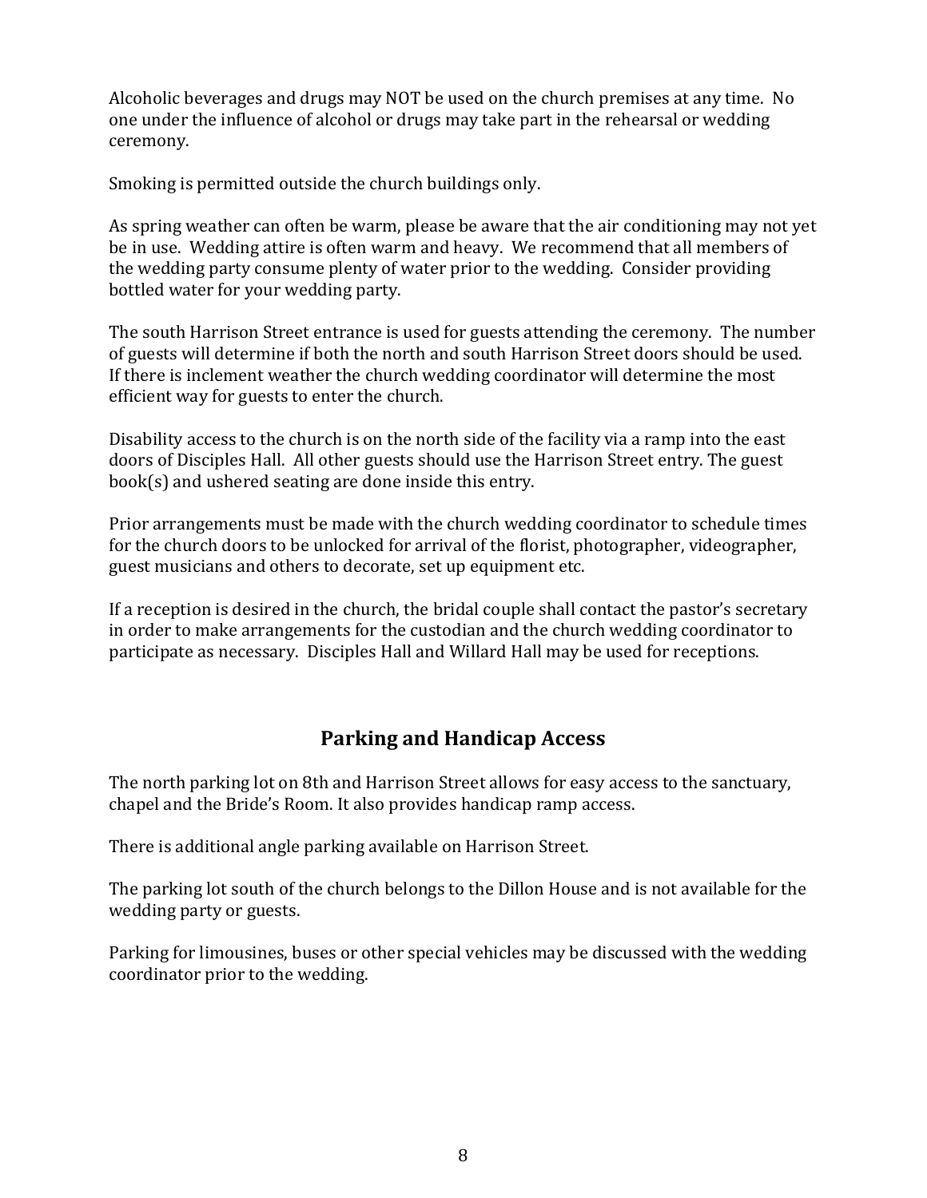Alcoholic beverages and drugs may NOT be used on the church premises at any time. No one under the influence of alcohol or drugs may take part in the rehearsal or wedding ceremony.

Smoking is permitted outside the church buildings only.

As spring weather can often be warm, please be aware that the air conditioning may not yet be in use. Wedding attire is often warm and heavy. We recommend that all members of the wedding party consume plenty of water prior to the wedding. Consider providing bottled water for your wedding party.

The south Harrison Street entrance is used for guests attending the ceremony. The number of guests will determine if both the north and south Harrison Street doors should be used. If there is inclement weather the church wedding coordinator will determine the most efficient way for guests to enter the church.

Disability access to the church is on the north side of the facility via a ramp into the east doors of Disciples Hall. All other guests should use the Harrison Street entry. The guest book(s) and ushered seating are done inside this entry.

Prior arrangements must be made with the church wedding coordinator to schedule times for the church doors to be unlocked for arrival of the florist, photographer, videographer, guest musicians and others to decorate, set up equipment etc.

If a reception is desired in the church, the bridal couple shall contact the pastor's secretary in order to make arrangements for the custodian and the church wedding coordinator to participate as necessary. Disciples Hall and Willard Hall may be used for receptions.

## Parking and Handicap Access

The north parking lot on 8th and Harrison Street allows for easy access to the sanctuary, chapel and the Bride's Room. It also provides handicap ramp access.

There is additional angle parking available on Harrison Street.

The parking lot south of the church belongs to the Dillon House and is not available for the wedding party or guests.

Parking for limousines, buses or other special vehicles may be discussed with the wedding coordinator prior to the wedding.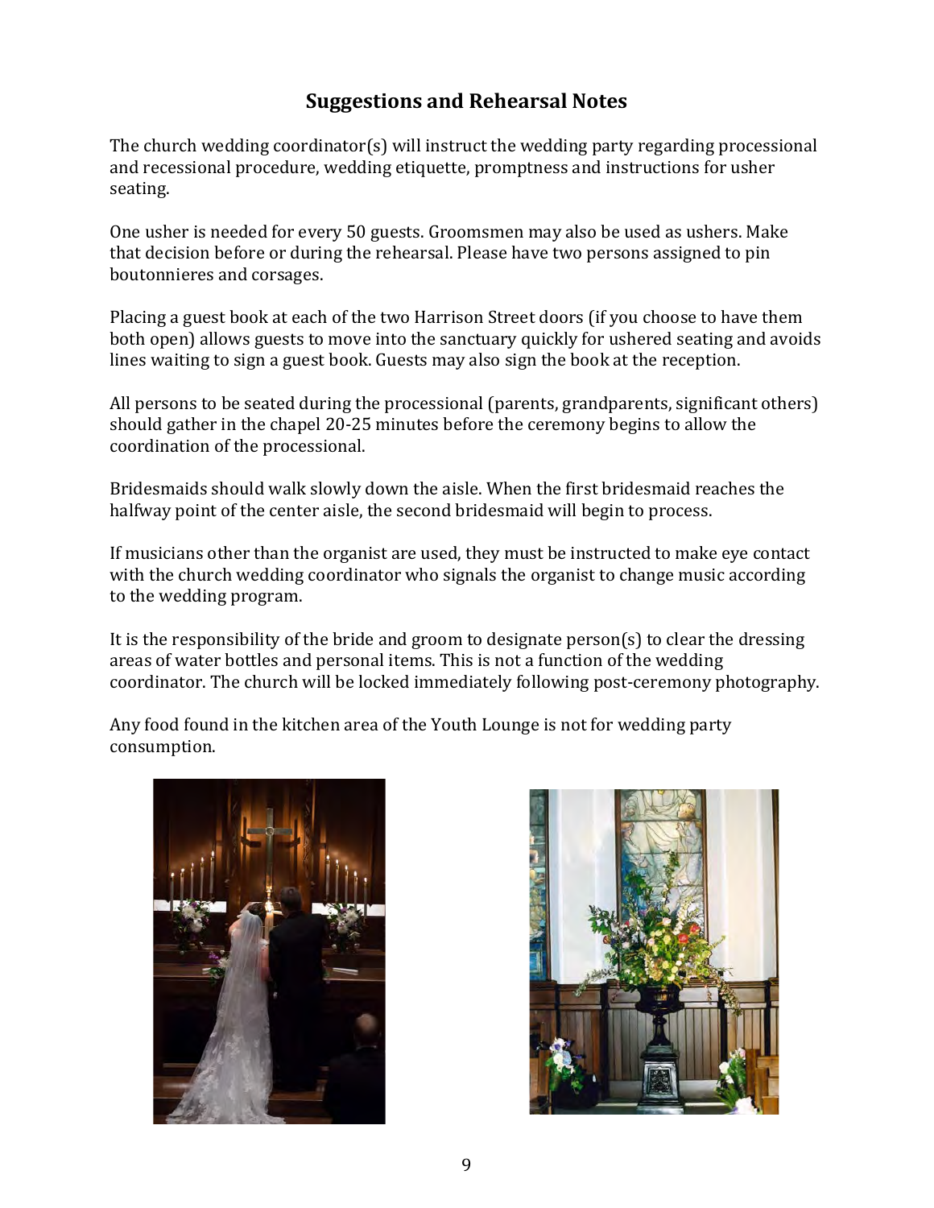## Suggestions and Rehearsal Notes

The church wedding coordinator(s) will instruct the wedding party regarding processional and recessional procedure, wedding etiquette, promptness and instructions for usher seating.

One usher is needed for every 50 guests. Groomsmen may also be used as ushers. Make that decision before or during the rehearsal. Please have two persons assigned to pin boutonnieres and corsages.

Placing a guest book at each of the two Harrison Street doors (if you choose to have them both open) allows guests to move into the sanctuary quickly for ushered seating and avoids lines waiting to sign a guest book. Guests may also sign the book at the reception.

All persons to be seated during the processional (parents, grandparents, significant others) should gather in the chapel 20-25 minutes before the ceremony begins to allow the coordination of the processional.

Bridesmaids should walk slowly down the aisle. When the first bridesmaid reaches the halfway point of the center aisle, the second bridesmaid will begin to process.

If musicians other than the organist are used, they must be instructed to make eye contact with the church wedding coordinator who signals the organist to change music according to the wedding program.

It is the responsibility of the bride and groom to designate person(s) to clear the dressing areas of water bottles and personal items. This is not a function of the wedding coordinator. The church will be locked immediately following post-ceremony photography.

Any food found in the kitchen area of the Youth Lounge is not for wedding party consumption.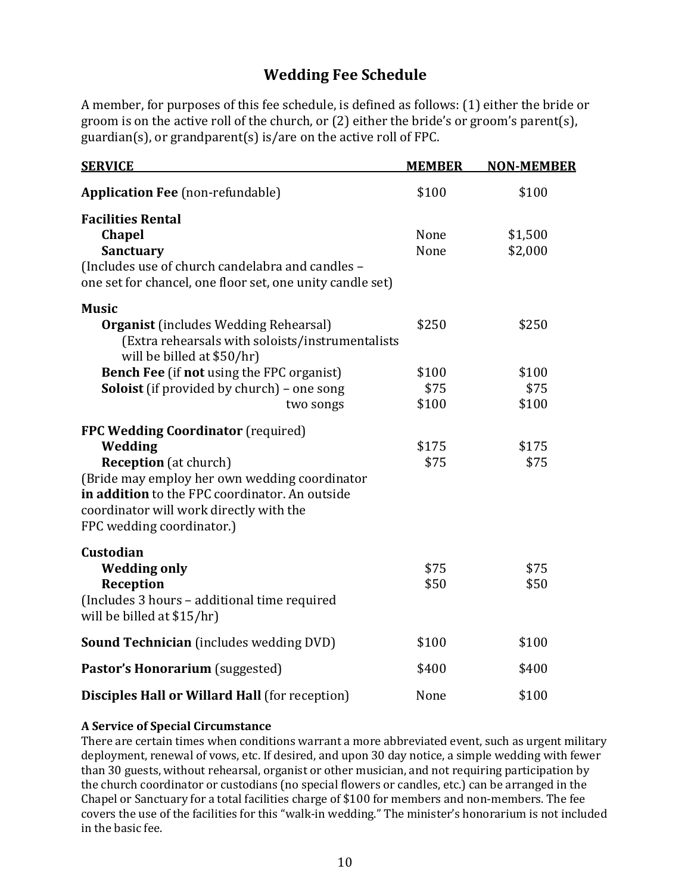## Wedding Fee Schedule

A member, for purposes of this fee schedule, is defined as follows: (1) either the bride or groom is on the active roll of the church, or (2) either the bride's or groom's parent(s), guardian(s), or grandparent(s) is/are on the active roll of FPC.

| SERVICE | MEMBER | NON-MEMBER |
|---|---|---|
| **Application Fee** (non-refundable) | $100 | $100 |
| **Facilities Rental** | | |
| **Chapel** | None | $1,500 |
| **Sanctuary** | None | $2,000 |
| (Includes use of church candelabra and candles – one set for chancel, one floor set, one unity candle set) | | |
| **Music** | | |
| **Organist** (includes Wedding Rehearsal) (Extra rehearsals with soloists/instrumentalists will be billed at $50/hr) | $250 | $250 |
| **Bench Fee** (if **not** using the FPC organist) | $100 | $100 |
| **Soloist** (if provided by church) – one song | $75 | $75 |
| two songs | $100 | $100 |
| **FPC Wedding Coordinator** (required) | | |
| **Wedding** | $175 | $175 |
| **Reception** (at church) | $75 | $75 |
| (Bride may employ her own wedding coordinator **in addition** to the FPC coordinator. An outside coordinator will work directly with the FPC wedding coordinator.) | | |
| **Custodian** | | |
| **Wedding only** | $75 | $75 |
| **Reception** | $50 | $50 |
| (Includes 3 hours – additional time required will be billed at $15/hr) | | |
| **Sound Technician** (includes wedding DVD) | $100 | $100 |
| **Pastor's Honorarium** (suggested) | $400 | $400 |
| **Disciples Hall or Willard Hall** (for reception) | None | $100 |

**A Service of Special Circumstance**

There are certain times when conditions warrant a more abbreviated event, such as urgent military deployment, renewal of vows, etc. If desired, and upon 30 day notice, a simple wedding with fewer than 30 guests, without rehearsal, organist or other musician, and not requiring participation by the church coordinator or custodians (no special flowers or candles, etc.) can be arranged in the Chapel or Sanctuary for a total facilities charge of $100 for members and non-members. The fee covers the use of the facilities for this "walk-in wedding." The minister's honorarium is not included in the basic fee.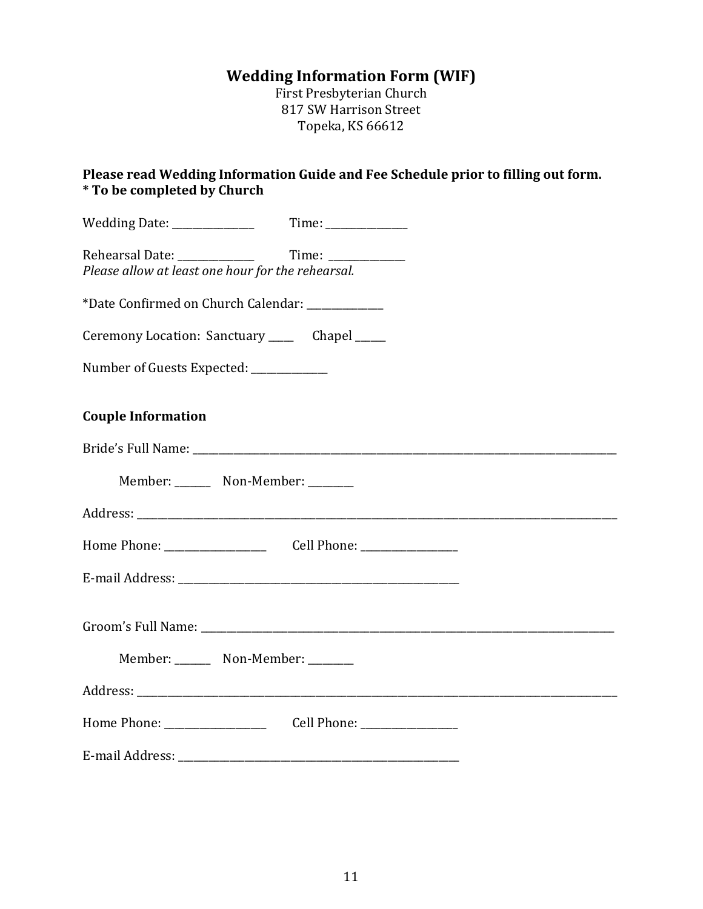# Wedding Information Form (WIF)

First Presbyterian Church
817 SW Harrison Street
Topeka, KS 66612

**Please read Wedding Information Guide and Fee Schedule prior to filling out form.**
**\* To be completed by Church**

Wedding Date: _______________ Time: _______________

Rehearsal Date: ______________ Time: ______________
*Please allow at least one hour for the rehearsal.*

*Date Confirmed on Church Calendar: ______________

Ceremony Location: Sanctuary _____ Chapel ______

Number of Guests Expected: ______________

## Couple Information

Bride's Full Name: ________________________________________________________________________________

Member: _______ Non-Member: ________

Address: ________________________________________________________________________________________

Home Phone: ___________________ Cell Phone: __________________

E-mail Address: _____________________________________________________

Groom's Full Name: ______________________________________________________________________________

Member: _______ Non-Member: ________

Address: ________________________________________________________________________________________

Home Phone: ___________________ Cell Phone: __________________

E-mail Address: _____________________________________________________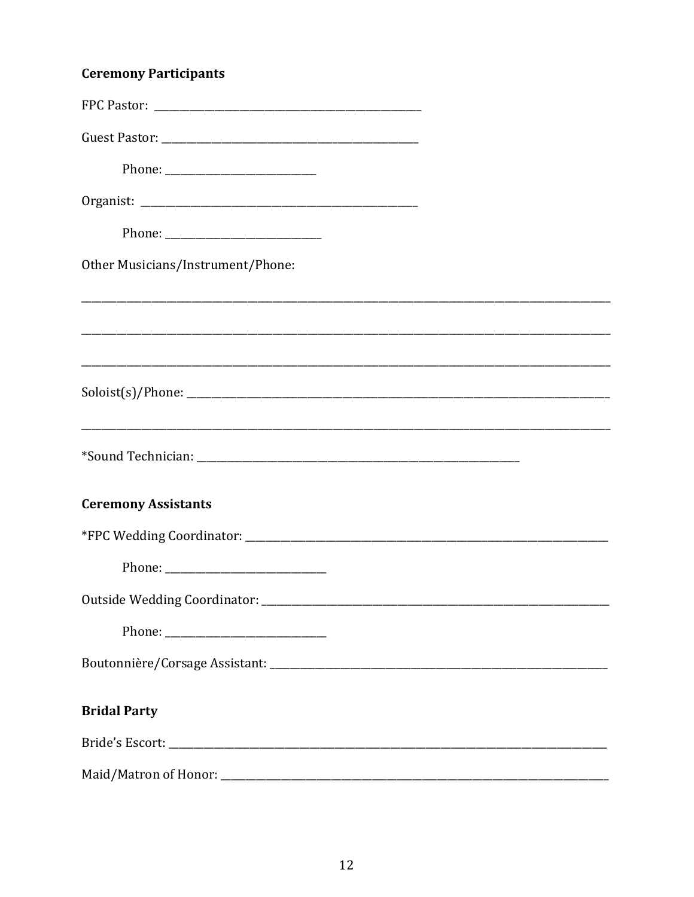**Ceremony Participants**

FPC Pastor: ______________________________________________

Guest Pastor: ______________________________________________

Phone: __________________________

Organist: ______________________________________________

Phone: ___________________________

Other Musicians/Instrument/Phone:

______________________________________________________________________________________

______________________________________________________________________________________

______________________________________________________________________________________

Soloist(s)/Phone: __________________________________________________________________

______________________________________________________________________________________

*Sound Technician: ________________________________________________________

**Ceremony Assistants**

*FPC Wedding Coordinator: ____________________________________________________________

Phone: ___________________________

Outside Wedding Coordinator: __________________________________________________________

Phone: ___________________________

Boutonnière/Corsage Assistant: _________________________________________________________

**Bridal Party**

Bride's Escort: ______________________________________________________________________

Maid/Matron of Honor: ________________________________________________________________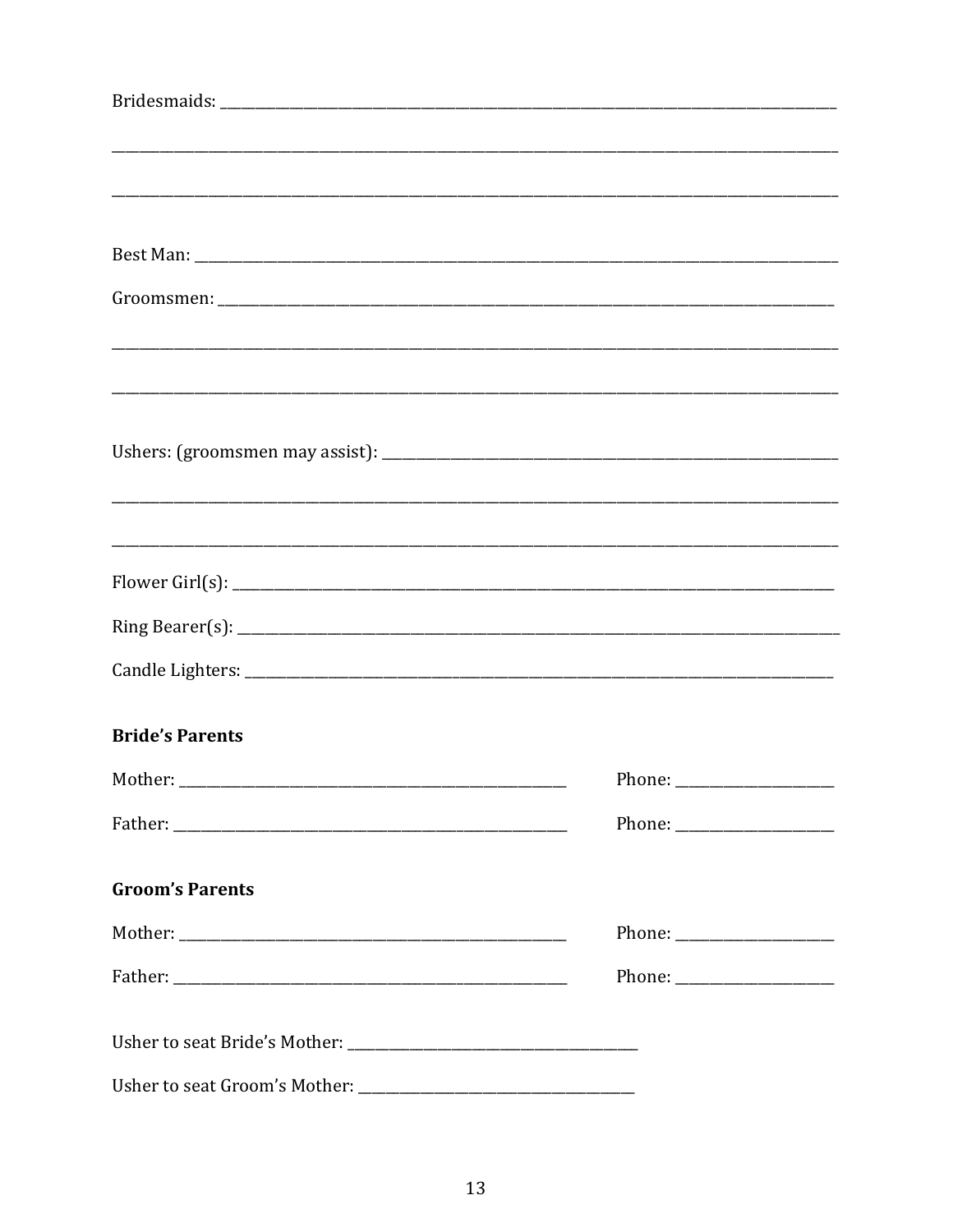Bridesmaids: ______________________________________________________________________________

______________________________________________________________________________

______________________________________________________________________________

Best Man: ______________________________________________________________________________

Groomsmen: ______________________________________________________________________________

______________________________________________________________________________

______________________________________________________________________________

Ushers: (groomsmen may assist): ______________________________________________________

______________________________________________________________________________

______________________________________________________________________________

Flower Girl(s): __________________________________________________________________________

Ring Bearer(s): __________________________________________________________________________

Candle Lighters: _________________________________________________________________________

**Bride's Parents**

Mother: ___________________________________________________ Phone: ____________________

Father: ___________________________________________________ Phone: ____________________

**Groom's Parents**

Mother: ___________________________________________________ Phone: ____________________

Father: ___________________________________________________ Phone: ____________________

Usher to seat Bride's Mother: ______________________________________

Usher to seat Groom's Mother: _____________________________________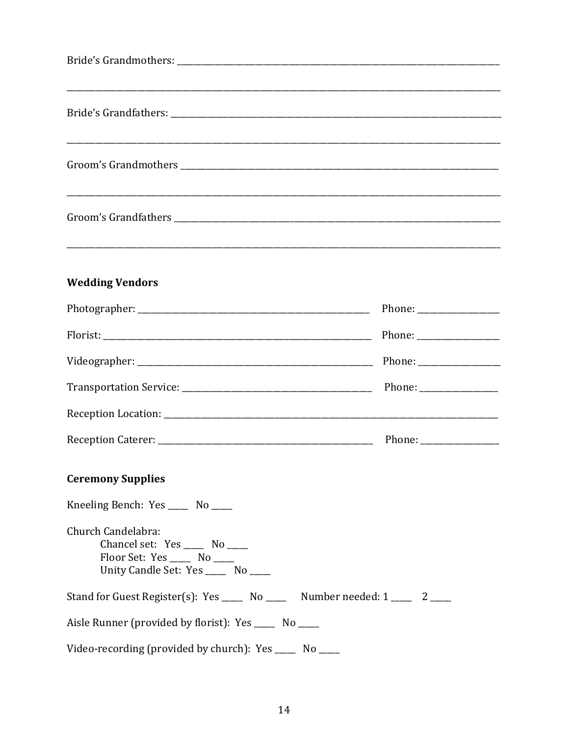Bride's Grandmothers: ____________________________________________________________

______________________________________________________________________________

Bride's Grandfathers: _____________________________________________________________

______________________________________________________________________________

Groom's Grandmothers ____________________________________________________________

______________________________________________________________________________

Groom's Grandfathers _____________________________________________________________

______________________________________________________________________________

**Wedding Vendors**

Photographer: ___________________________________________ Phone: _______________

Florist: ________________________________________________ Phone: _______________

Videographer: ___________________________________________ Phone: _______________

Transportation Service: ___________________________________ Phone: _______________

Reception Location: _______________________________________________________________

Reception Caterer: ________________________________________ Phone: _______________

**Ceremony Supplies**

Kneeling Bench: Yes ____ No ____

Church Candelabra:
- Chancel set: Yes ____ No ____
- Floor Set: Yes ____ No ____
- Unity Candle Set: Yes ____ No ____

Stand for Guest Register(s): Yes ____ No ____ Number needed: 1 ____ 2 ____

Aisle Runner (provided by florist): Yes ____ No ____

Video-recording (provided by church): Yes ____ No ____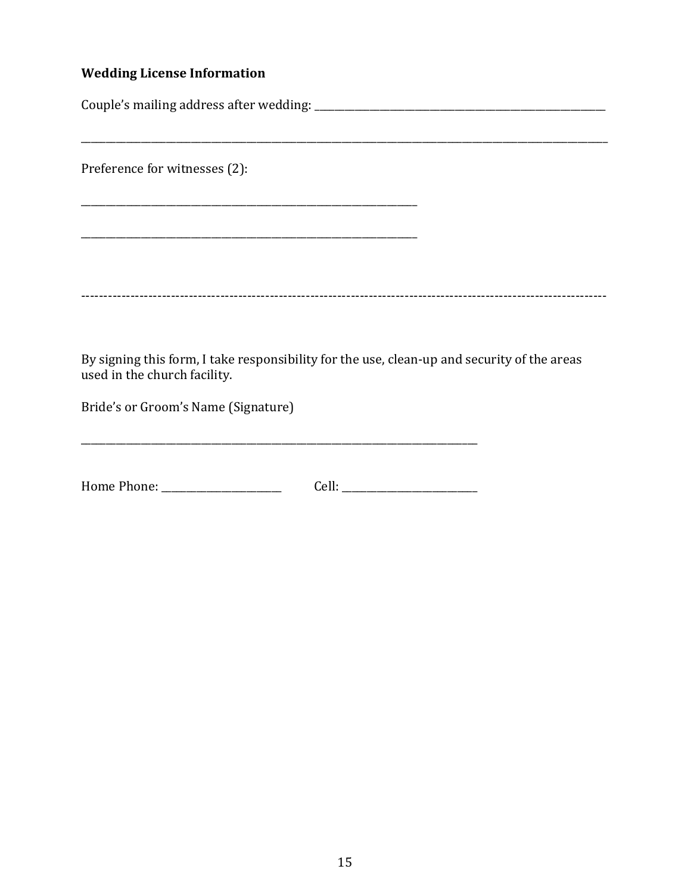**Wedding License Information**

Couple's mailing address after wedding: ______________________________________________________________

________________________________________________________________________________________________________

Preference for witnesses (2):

____________________________________________________________________

____________________________________________________________________

---

By signing this form, I take responsibility for the use, clean-up and security of the areas used in the church facility.

Bride's or Groom's Name (Signature)

________________________________________________________________________________

Home Phone: ________________________ Cell: ___________________________